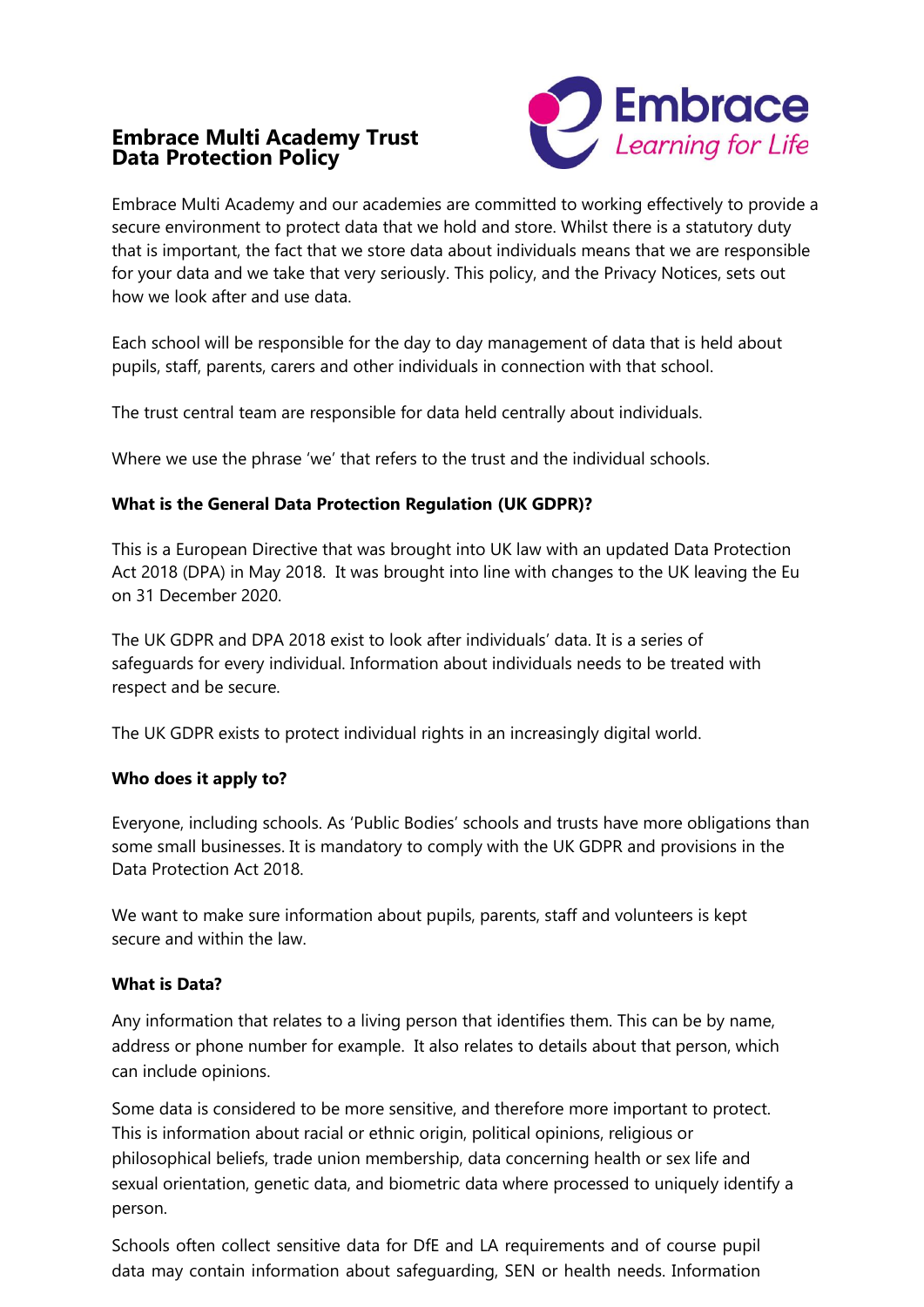# Embrace Multi Academy Trust
# Data Protection Policy

Embrace Multi Academy and our academies are committed to working effectively to provide a secure environment to protect data that we hold and store. Whilst there is a statutory duty that is important, the fact that we store data about individuals means that we are responsible for your data and we take that very seriously. This policy, and the Privacy Notices, sets out how we look after and use data.

Each school will be responsible for the day to day management of data that is held about pupils, staff, parents, carers and other individuals in connection with that school.

The trust central team are responsible for data held centrally about individuals.

Where we use the phrase 'we' that refers to the trust and the individual schools.

**What is the General Data Protection Regulation (UK GDPR)?**

This is a European Directive that was brought into UK law with an updated Data Protection Act 2018 (DPA) in May 2018. It was brought into line with changes to the UK leaving the Eu on 31 December 2020.

The UK GDPR and DPA 2018 exist to look after individuals' data. It is a series of safeguards for every individual. Information about individuals needs to be treated with respect and be secure.

The UK GDPR exists to protect individual rights in an increasingly digital world.

**Who does it apply to?**

Everyone, including schools. As 'Public Bodies' schools and trusts have more obligations than some small businesses. It is mandatory to comply with the UK GDPR and provisions in the Data Protection Act 2018.

We want to make sure information about pupils, parents, staff and volunteers is kept secure and within the law.

**What is Data?**

Any information that relates to a living person that identifies them. This can be by name, address or phone number for example. It also relates to details about that person, which can include opinions.

Some data is considered to be more sensitive, and therefore more important to protect. This is information about racial or ethnic origin, political opinions, religious or philosophical beliefs, trade union membership, data concerning health or sex life and sexual orientation, genetic data, and biometric data where processed to uniquely identify a person.

Schools often collect sensitive data for DfE and LA requirements and of course pupil data may contain information about safeguarding, SEN or health needs. Information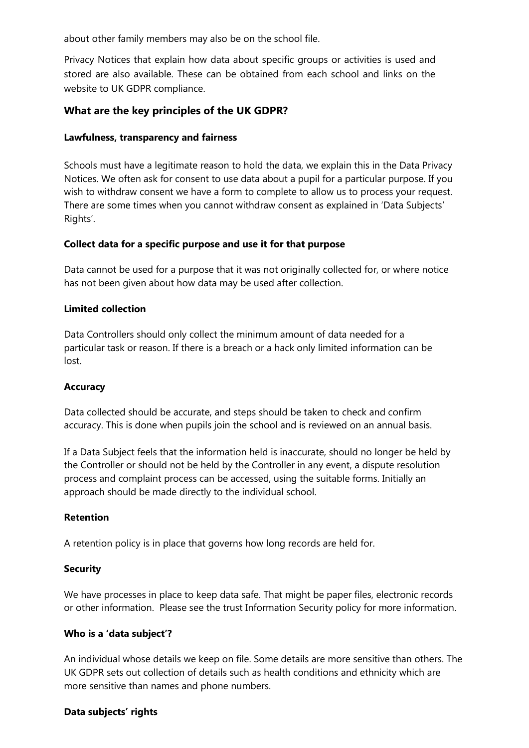about other family members may also be on the school file.

Privacy Notices that explain how data about specific groups or activities is used and stored are also available. These can be obtained from each school and links on the website to UK GDPR compliance.

## What are the key principles of the UK GDPR?

### Lawfulness, transparency and fairness

Schools must have a legitimate reason to hold the data, we explain this in the Data Privacy Notices. We often ask for consent to use data about a pupil for a particular purpose. If you wish to withdraw consent we have a form to complete to allow us to process your request. There are some times when you cannot withdraw consent as explained in 'Data Subjects' Rights'.

### Collect data for a specific purpose and use it for that purpose

Data cannot be used for a purpose that it was not originally collected for, or where notice has not been given about how data may be used after collection.

### Limited collection

Data Controllers should only collect the minimum amount of data needed for a particular task or reason. If there is a breach or a hack only limited information can be lost.

### Accuracy

Data collected should be accurate, and steps should be taken to check and confirm accuracy. This is done when pupils join the school and is reviewed on an annual basis.

If a Data Subject feels that the information held is inaccurate, should no longer be held by the Controller or should not be held by the Controller in any event, a dispute resolution process and complaint process can be accessed, using the suitable forms. Initially an approach should be made directly to the individual school.

### Retention

A retention policy is in place that governs how long records are held for.

### Security

We have processes in place to keep data safe. That might be paper files, electronic records or other information. Please see the trust Information Security policy for more information.

### Who is a 'data subject'?

An individual whose details we keep on file. Some details are more sensitive than others. The UK GDPR sets out collection of details such as health conditions and ethnicity which are more sensitive than names and phone numbers.

### Data subjects' rights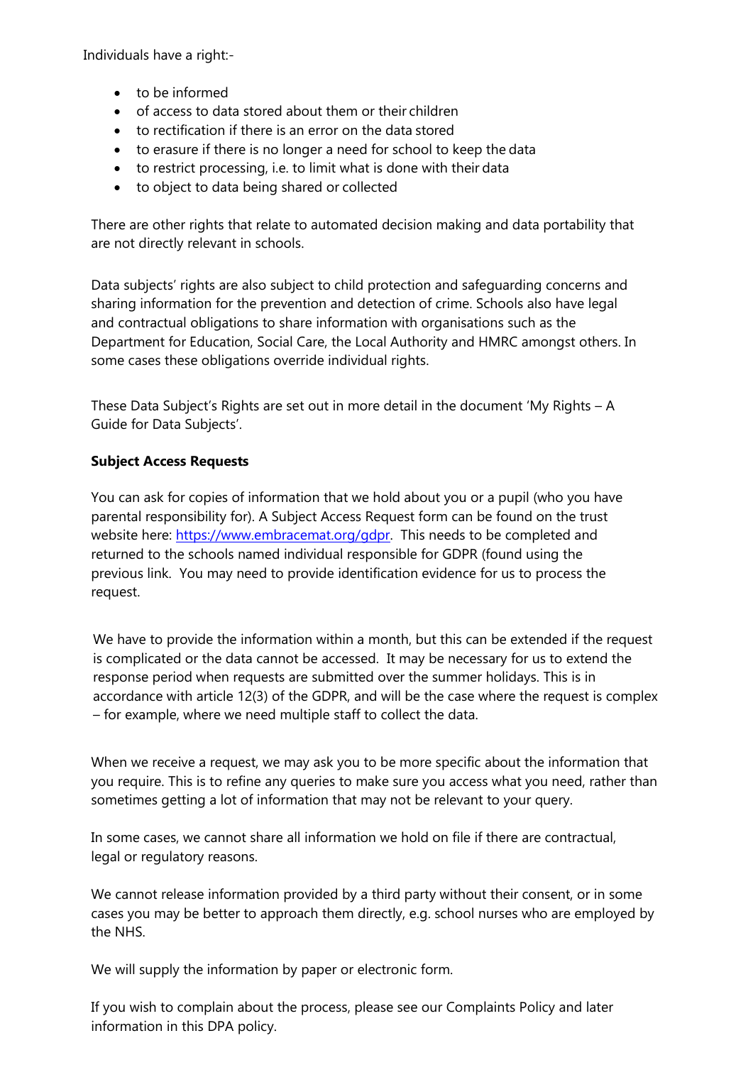Individuals have a right:-

- to be informed
- of access to data stored about them or their children
- to rectification if there is an error on the data stored
- to erasure if there is no longer a need for school to keep the data
- to restrict processing, i.e. to limit what is done with their data
- to object to data being shared or collected

There are other rights that relate to automated decision making and data portability that are not directly relevant in schools.

Data subjects' rights are also subject to child protection and safeguarding concerns and sharing information for the prevention and detection of crime. Schools also have legal and contractual obligations to share information with organisations such as the Department for Education, Social Care, the Local Authority and HMRC amongst others. In some cases these obligations override individual rights.

These Data Subject's Rights are set out in more detail in the document 'My Rights – A Guide for Data Subjects'.

**Subject Access Requests**

You can ask for copies of information that we hold about you or a pupil (who you have parental responsibility for). A Subject Access Request form can be found on the trust website here: [https://www.embracemat.org/gdpr](https://www.embracemat.org/gdpr). This needs to be completed and returned to the schools named individual responsible for GDPR (found using the previous link. You may need to provide identification evidence for us to process the request.

We have to provide the information within a month, but this can be extended if the request is complicated or the data cannot be accessed. It may be necessary for us to extend the response period when requests are submitted over the summer holidays. This is in accordance with article 12(3) of the GDPR, and will be the case where the request is complex – for example, where we need multiple staff to collect the data.

When we receive a request, we may ask you to be more specific about the information that you require. This is to refine any queries to make sure you access what you need, rather than sometimes getting a lot of information that may not be relevant to your query.

In some cases, we cannot share all information we hold on file if there are contractual, legal or regulatory reasons.

We cannot release information provided by a third party without their consent, or in some cases you may be better to approach them directly, e.g. school nurses who are employed by the NHS.

We will supply the information by paper or electronic form.

If you wish to complain about the process, please see our Complaints Policy and later information in this DPA policy.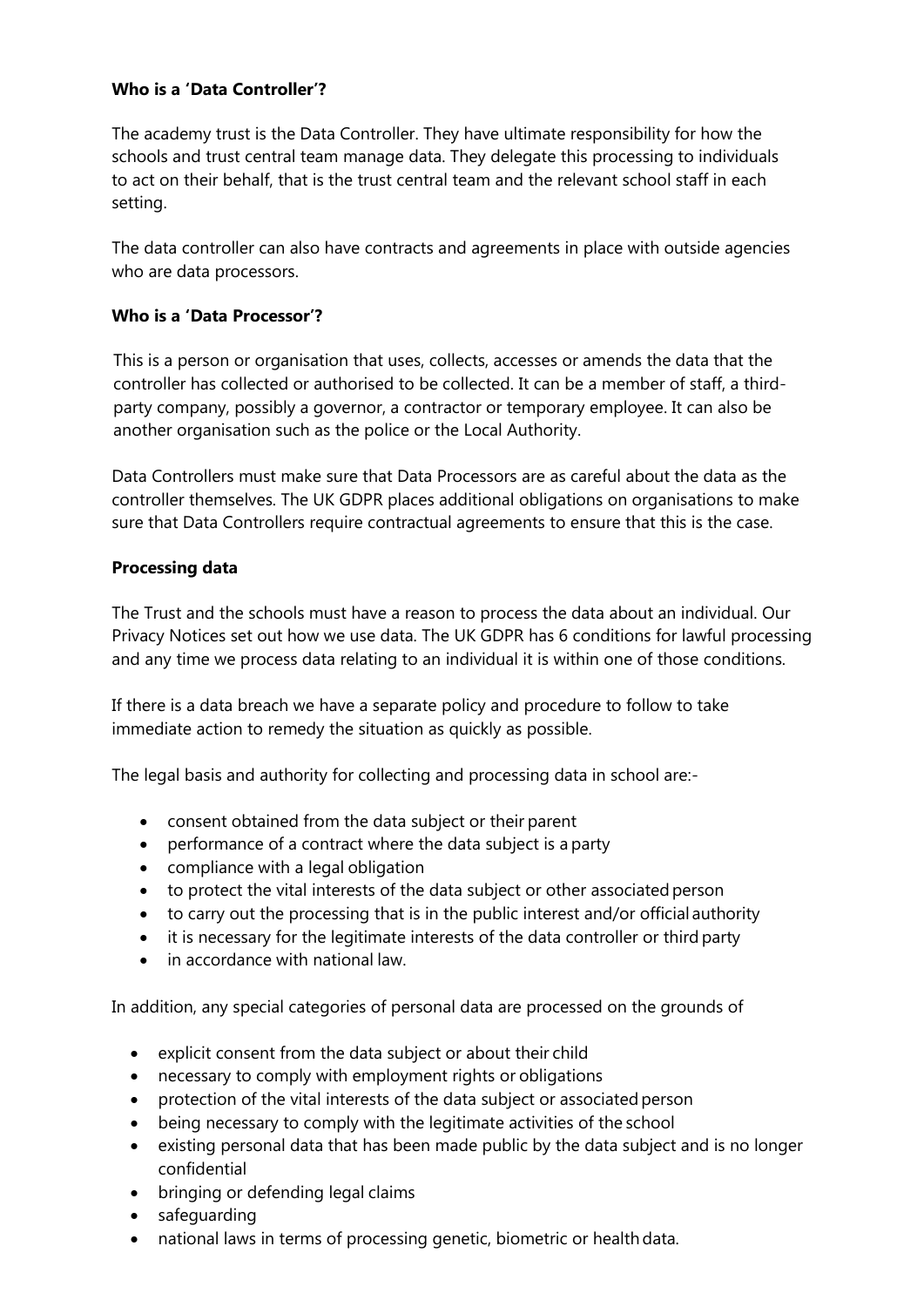**Who is a 'Data Controller'?**

The academy trust is the Data Controller. They have ultimate responsibility for how the schools and trust central team manage data. They delegate this processing to individuals to act on their behalf, that is the trust central team and the relevant school staff in each setting.

The data controller can also have contracts and agreements in place with outside agencies who are data processors.

**Who is a 'Data Processor'?**

This is a person or organisation that uses, collects, accesses or amends the data that the controller has collected or authorised to be collected. It can be a member of staff, a third-party company, possibly a governor, a contractor or temporary employee. It can also be another organisation such as the police or the Local Authority.

Data Controllers must make sure that Data Processors are as careful about the data as the controller themselves. The UK GDPR places additional obligations on organisations to make sure that Data Controllers require contractual agreements to ensure that this is the case.

**Processing data**

The Trust and the schools must have a reason to process the data about an individual. Our Privacy Notices set out how we use data. The UK GDPR has 6 conditions for lawful processing and any time we process data relating to an individual it is within one of those conditions.

If there is a data breach we have a separate policy and procedure to follow to take immediate action to remedy the situation as quickly as possible.

The legal basis and authority for collecting and processing data in school are:-

- consent obtained from the data subject or their parent
- performance of a contract where the data subject is a party
- compliance with a legal obligation
- to protect the vital interests of the data subject or other associated person
- to carry out the processing that is in the public interest and/or official authority
- it is necessary for the legitimate interests of the data controller or third party
- in accordance with national law.

In addition, any special categories of personal data are processed on the grounds of

- explicit consent from the data subject or about their child
- necessary to comply with employment rights or obligations
- protection of the vital interests of the data subject or associated person
- being necessary to comply with the legitimate activities of the school
- existing personal data that has been made public by the data subject and is no longer confidential
- bringing or defending legal claims
- safeguarding
- national laws in terms of processing genetic, biometric or health data.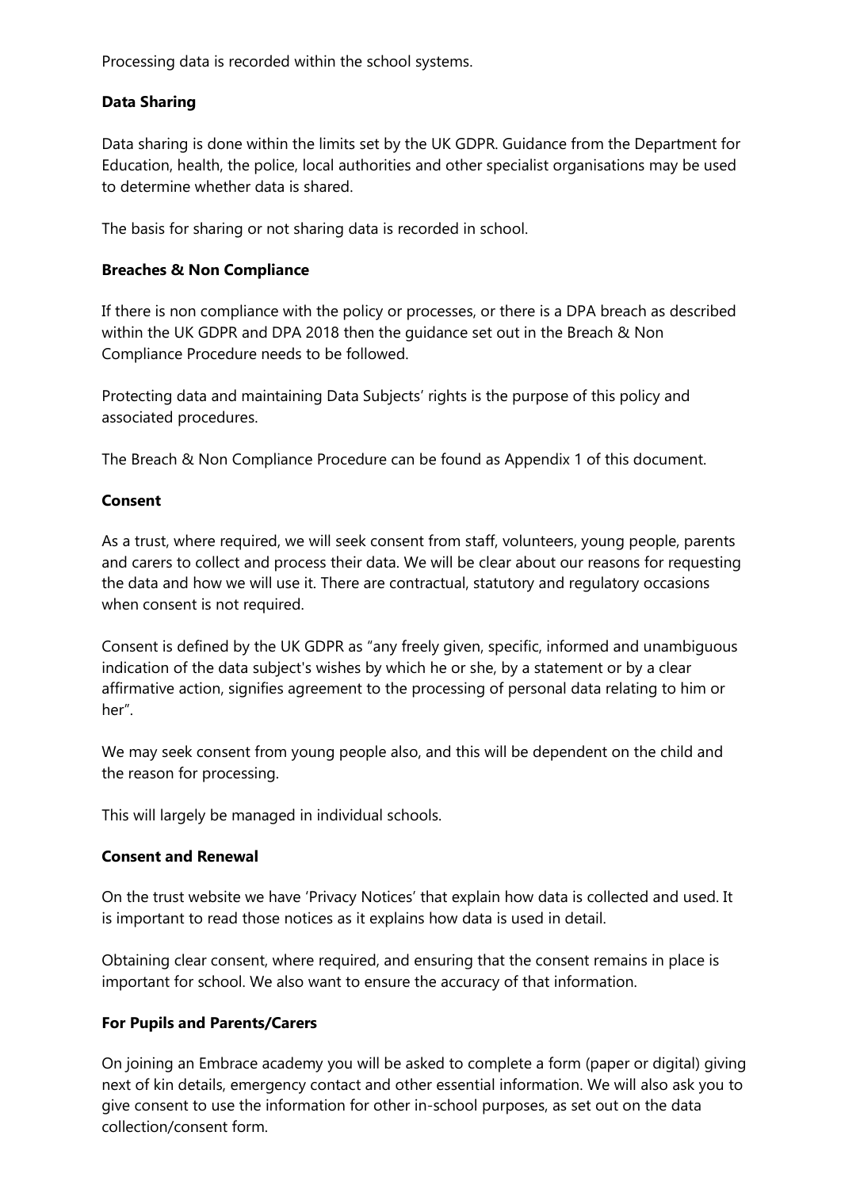Processing data is recorded within the school systems.

**Data Sharing**

Data sharing is done within the limits set by the UK GDPR. Guidance from the Department for Education, health, the police, local authorities and other specialist organisations may be used to determine whether data is shared.

The basis for sharing or not sharing data is recorded in school.

**Breaches & Non Compliance**

If there is non compliance with the policy or processes, or there is a DPA breach as described within the UK GDPR and DPA 2018 then the guidance set out in the Breach & Non Compliance Procedure needs to be followed.

Protecting data and maintaining Data Subjects' rights is the purpose of this policy and associated procedures.

The Breach & Non Compliance Procedure can be found as Appendix 1 of this document.

**Consent**

As a trust, where required, we will seek consent from staff, volunteers, young people, parents and carers to collect and process their data. We will be clear about our reasons for requesting the data and how we will use it. There are contractual, statutory and regulatory occasions when consent is not required.

Consent is defined by the UK GDPR as "any freely given, specific, informed and unambiguous indication of the data subject's wishes by which he or she, by a statement or by a clear affirmative action, signifies agreement to the processing of personal data relating to him or her".

We may seek consent from young people also, and this will be dependent on the child and the reason for processing.

This will largely be managed in individual schools.

**Consent and Renewal**

On the trust website we have 'Privacy Notices' that explain how data is collected and used. It is important to read those notices as it explains how data is used in detail.

Obtaining clear consent, where required, and ensuring that the consent remains in place is important for school. We also want to ensure the accuracy of that information.

**For Pupils and Parents/Carers**

On joining an Embrace academy you will be asked to complete a form (paper or digital) giving next of kin details, emergency contact and other essential information. We will also ask you to give consent to use the information for other in-school purposes, as set out on the data collection/consent form.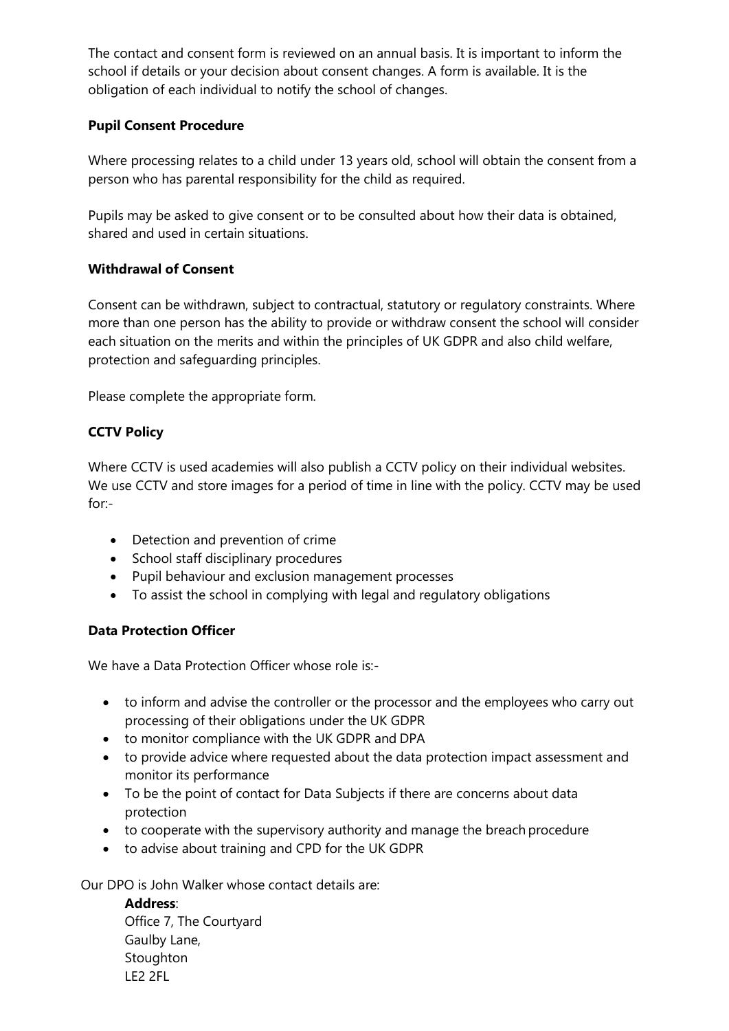The contact and consent form is reviewed on an annual basis. It is important to inform the school if details or your decision about consent changes. A form is available. It is the obligation of each individual to notify the school of changes.

**Pupil Consent Procedure**

Where processing relates to a child under 13 years old, school will obtain the consent from a person who has parental responsibility for the child as required.

Pupils may be asked to give consent or to be consulted about how their data is obtained, shared and used in certain situations.

**Withdrawal of Consent**

Consent can be withdrawn, subject to contractual, statutory or regulatory constraints. Where more than one person has the ability to provide or withdraw consent the school will consider each situation on the merits and within the principles of UK GDPR and also child welfare, protection and safeguarding principles.

Please complete the appropriate form.

**CCTV Policy**

Where CCTV is used academies will also publish a CCTV policy on their individual websites. We use CCTV and store images for a period of time in line with the policy. CCTV may be used for:-

- Detection and prevention of crime
- School staff disciplinary procedures
- Pupil behaviour and exclusion management processes
- To assist the school in complying with legal and regulatory obligations

**Data Protection Officer**

We have a Data Protection Officer whose role is:-

- to inform and advise the controller or the processor and the employees who carry out processing of their obligations under the UK GDPR
- to monitor compliance with the UK GDPR and DPA
- to provide advice where requested about the data protection impact assessment and monitor its performance
- To be the point of contact for Data Subjects if there are concerns about data protection
- to cooperate with the supervisory authority and manage the breach procedure
- to advise about training and CPD for the UK GDPR

Our DPO is John Walker whose contact details are:

**Address**:
Office 7, The Courtyard
Gaulby Lane,
Stoughton
LE2 2FL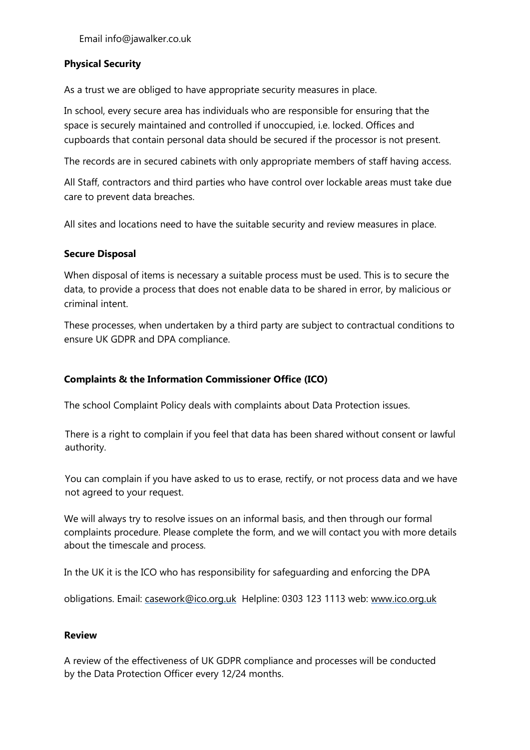Email info@jawalker.co.uk

**Physical Security**

As a trust we are obliged to have appropriate security measures in place.

In school, every secure area has individuals who are responsible for ensuring that the space is securely maintained and controlled if unoccupied, i.e. locked. Offices and cupboards that contain personal data should be secured if the processor is not present.

The records are in secured cabinets with only appropriate members of staff having access.

All Staff, contractors and third parties who have control over lockable areas must take due care to prevent data breaches.

All sites and locations need to have the suitable security and review measures in place.

**Secure Disposal**

When disposal of items is necessary a suitable process must be used. This is to secure the data, to provide a process that does not enable data to be shared in error, by malicious or criminal intent.

These processes, when undertaken by a third party are subject to contractual conditions to ensure UK GDPR and DPA compliance.

**Complaints & the Information Commissioner Office (ICO)**

The school Complaint Policy deals with complaints about Data Protection issues.

There is a right to complain if you feel that data has been shared without consent or lawful authority.

You can complain if you have asked to us to erase, rectify, or not process data and we have not agreed to your request.

We will always try to resolve issues on an informal basis, and then through our formal complaints procedure. Please complete the form, and we will contact you with more details about the timescale and process.

In the UK it is the ICO who has responsibility for safeguarding and enforcing the DPA

obligations. Email: casework@ico.org.uk Helpline: 0303 123 1113 web: www.ico.org.uk

**Review**

A review of the effectiveness of UK GDPR compliance and processes will be conducted by the Data Protection Officer every 12/24 months.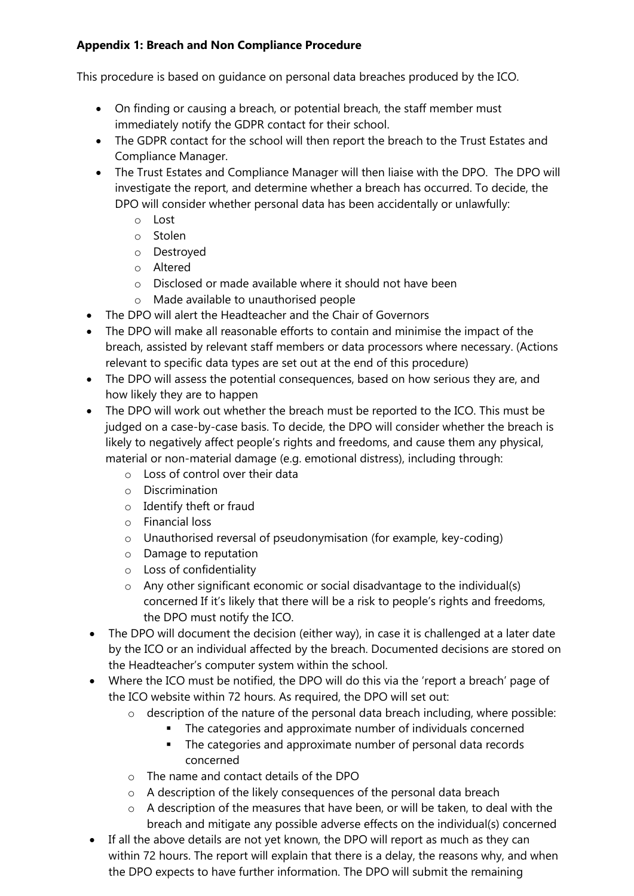**Appendix 1: Breach and Non Compliance Procedure**

This procedure is based on guidance on personal data breaches produced by the ICO.

- On finding or causing a breach, or potential breach, the staff member must immediately notify the GDPR contact for their school.
- The GDPR contact for the school will then report the breach to the Trust Estates and Compliance Manager.
- The Trust Estates and Compliance Manager will then liaise with the DPO. The DPO will investigate the report, and determine whether a breach has occurred. To decide, the DPO will consider whether personal data has been accidentally or unlawfully:
  - Lost
  - Stolen
  - Destroyed
  - Altered
  - Disclosed or made available where it should not have been
  - Made available to unauthorised people
- The DPO will alert the Headteacher and the Chair of Governors
- The DPO will make all reasonable efforts to contain and minimise the impact of the breach, assisted by relevant staff members or data processors where necessary. (Actions relevant to specific data types are set out at the end of this procedure)
- The DPO will assess the potential consequences, based on how serious they are, and how likely they are to happen
- The DPO will work out whether the breach must be reported to the ICO. This must be judged on a case-by-case basis. To decide, the DPO will consider whether the breach is likely to negatively affect people's rights and freedoms, and cause them any physical, material or non-material damage (e.g. emotional distress), including through:
  - Loss of control over their data
  - Discrimination
  - Identify theft or fraud
  - Financial loss
  - Unauthorised reversal of pseudonymisation (for example, key-coding)
  - Damage to reputation
  - Loss of confidentiality
  - Any other significant economic or social disadvantage to the individual(s) concerned If it's likely that there will be a risk to people's rights and freedoms, the DPO must notify the ICO.
- The DPO will document the decision (either way), in case it is challenged at a later date by the ICO or an individual affected by the breach. Documented decisions are stored on the Headteacher's computer system within the school.
- Where the ICO must be notified, the DPO will do this via the 'report a breach' page of the ICO website within 72 hours. As required, the DPO will set out:
  - description of the nature of the personal data breach including, where possible:
    - The categories and approximate number of individuals concerned
    - The categories and approximate number of personal data records concerned
  - The name and contact details of the DPO
  - A description of the likely consequences of the personal data breach
  - A description of the measures that have been, or will be taken, to deal with the breach and mitigate any possible adverse effects on the individual(s) concerned
- If all the above details are not yet known, the DPO will report as much as they can within 72 hours. The report will explain that there is a delay, the reasons why, and when the DPO expects to have further information. The DPO will submit the remaining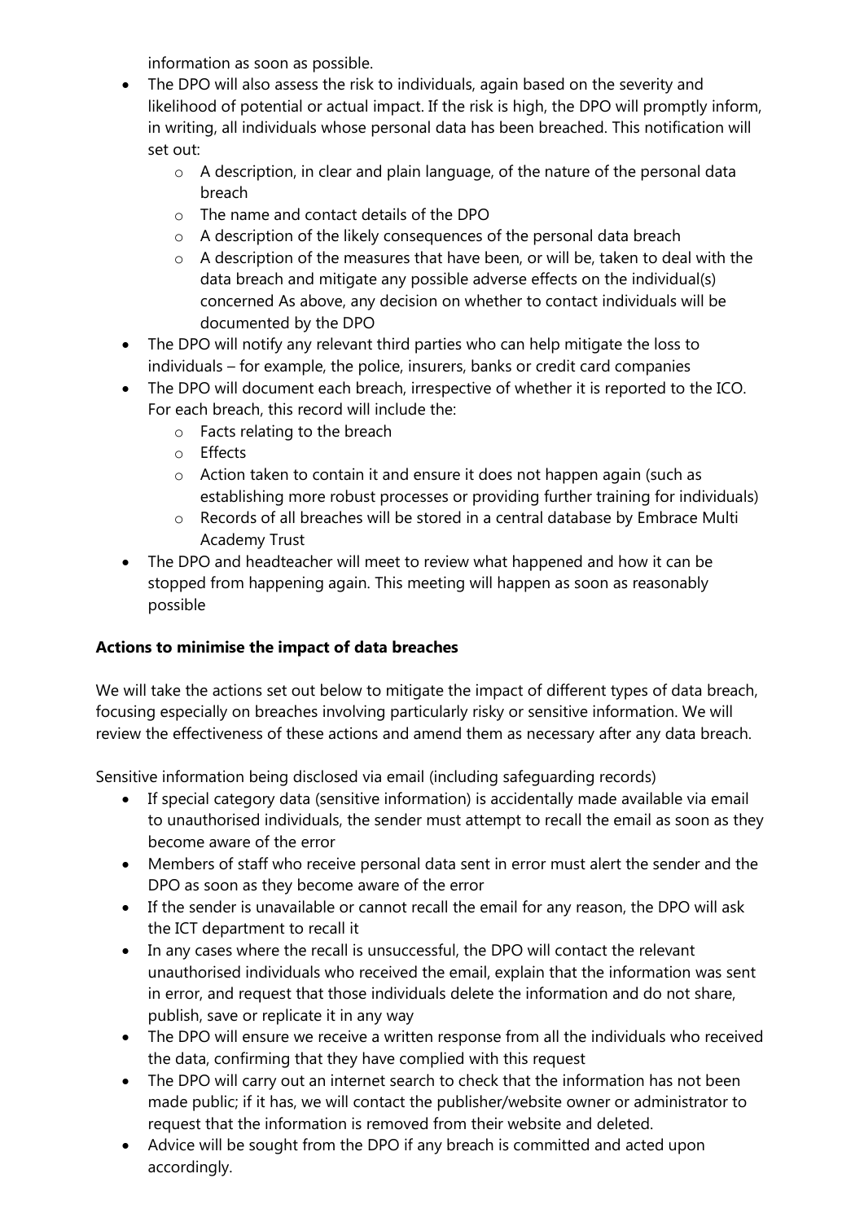information as soon as possible.

- The DPO will also assess the risk to individuals, again based on the severity and likelihood of potential or actual impact. If the risk is high, the DPO will promptly inform, in writing, all individuals whose personal data has been breached. This notification will set out:
  - A description, in clear and plain language, of the nature of the personal data breach
  - The name and contact details of the DPO
  - A description of the likely consequences of the personal data breach
  - A description of the measures that have been, or will be, taken to deal with the data breach and mitigate any possible adverse effects on the individual(s) concerned As above, any decision on whether to contact individuals will be documented by the DPO
- The DPO will notify any relevant third parties who can help mitigate the loss to individuals – for example, the police, insurers, banks or credit card companies
- The DPO will document each breach, irrespective of whether it is reported to the ICO. For each breach, this record will include the:
  - Facts relating to the breach
  - Effects
  - Action taken to contain it and ensure it does not happen again (such as establishing more robust processes or providing further training for individuals)
  - Records of all breaches will be stored in a central database by Embrace Multi Academy Trust
- The DPO and headteacher will meet to review what happened and how it can be stopped from happening again. This meeting will happen as soon as reasonably possible

**Actions to minimise the impact of data breaches**

We will take the actions set out below to mitigate the impact of different types of data breach, focusing especially on breaches involving particularly risky or sensitive information. We will review the effectiveness of these actions and amend them as necessary after any data breach.

Sensitive information being disclosed via email (including safeguarding records)

- If special category data (sensitive information) is accidentally made available via email to unauthorised individuals, the sender must attempt to recall the email as soon as they become aware of the error
- Members of staff who receive personal data sent in error must alert the sender and the DPO as soon as they become aware of the error
- If the sender is unavailable or cannot recall the email for any reason, the DPO will ask the ICT department to recall it
- In any cases where the recall is unsuccessful, the DPO will contact the relevant unauthorised individuals who received the email, explain that the information was sent in error, and request that those individuals delete the information and do not share, publish, save or replicate it in any way
- The DPO will ensure we receive a written response from all the individuals who received the data, confirming that they have complied with this request
- The DPO will carry out an internet search to check that the information has not been made public; if it has, we will contact the publisher/website owner or administrator to request that the information is removed from their website and deleted.
- Advice will be sought from the DPO if any breach is committed and acted upon accordingly.